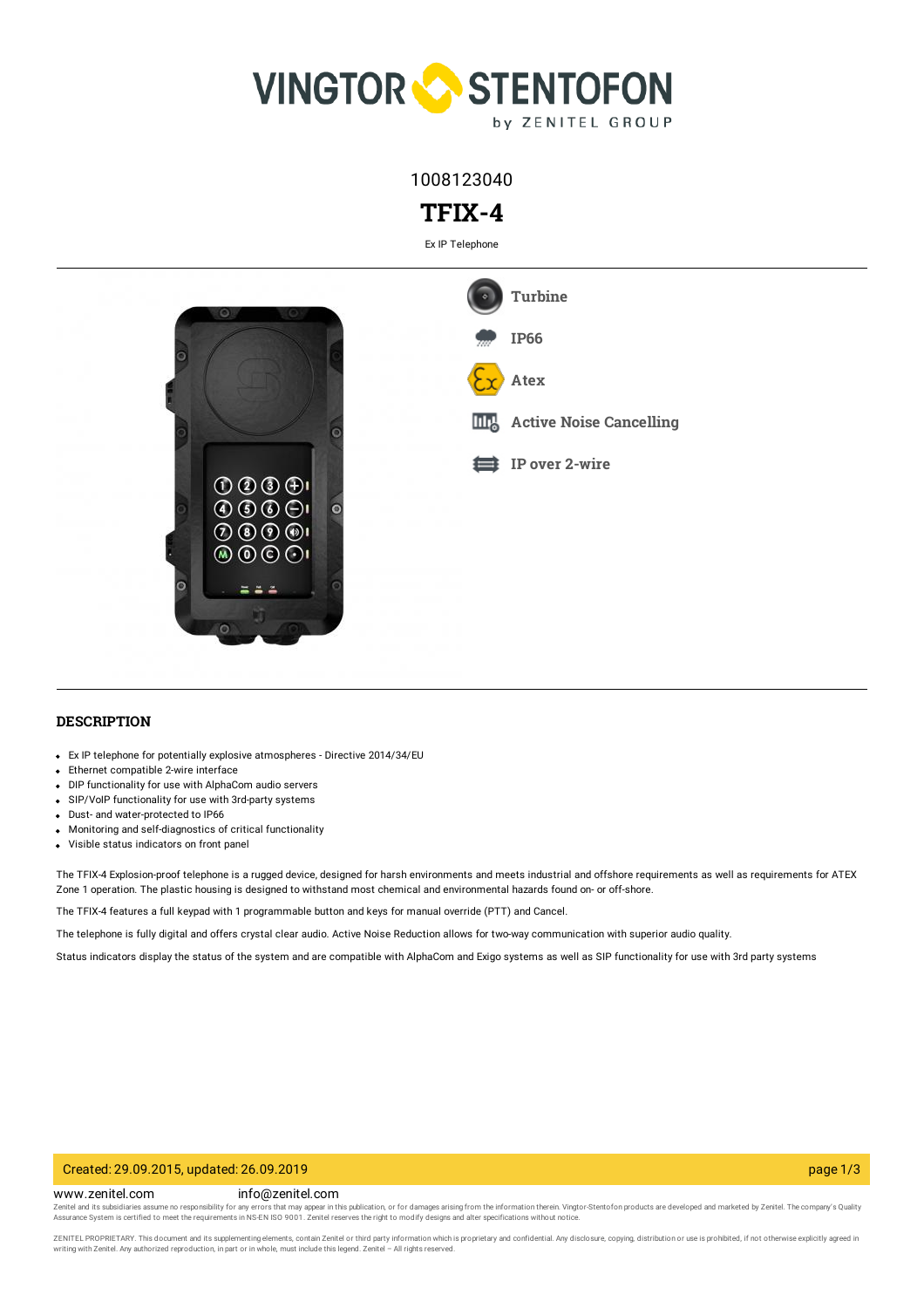1008123040

# TFIX-4

Ex IP Telephone

Turbine

IP66

Atex

Active Noise Cancelling

IP over 2-wire

## DESCRIPTION

- Ex IP telephone for potentially explosive atmospheres - Directive 2014/34/EU
- Ethernet compatible 2-wire interface
- DIP functionality for use with AlphaCom audio servers
- SIP/VoIP functionality for use with 3rd-party systems
- Dust- and water-protected to IP66
- Monitoring and self-diagnostics of critical functionality
- Visible status indicators on front panel

The TFIX-4 Explosion-proof telephone is a rugged device, designed for harsh environments and meets industrial and offshore requirements as well as requirements for ATEX Zone 1 operation. The plastic housing is designed to withstand most chemical and environmental hazards found on- or off-shore.

The TFIX-4 features a full keypad with 1 programmable button and keys for manual override (PTT) and Cancel.

The telephone is fully digital and offers crystal clear audio. Active Noise Reduction allows for two-way communication with superior audio quality.

Status indicators display the status of the system and are compatible with AlphaCom and Exigo systems as well as SIP functionality for use with 3rd party systems

Created: 29.09.2015, updated: 26.09.2019

www.zenitel.com info@zenitel.com

Zenitel and its subsidiaries assume no responsibility for any errors that may appear in this publication, or for damages arising from the information therein. Vingtor-Stentofon products are developed and marketed by Zenitel. The company's Quality Assurance System is certified to meet the requirements in NS-EN ISO 9001. Zenitel reserves the right to modify designs and alter specifications without notice.

ZENITEL PROPRIETARY. This document and its supplementing elements, contain Zenitel or third party information which is proprietary and confidential. Any disclosure, copying, distribution or use is prohibited, if not otherwise explicitly agreed in writing with Zenitel. Any authorized reproduction, in part or in whole, must include this legend. Zenitel – All rights reserved.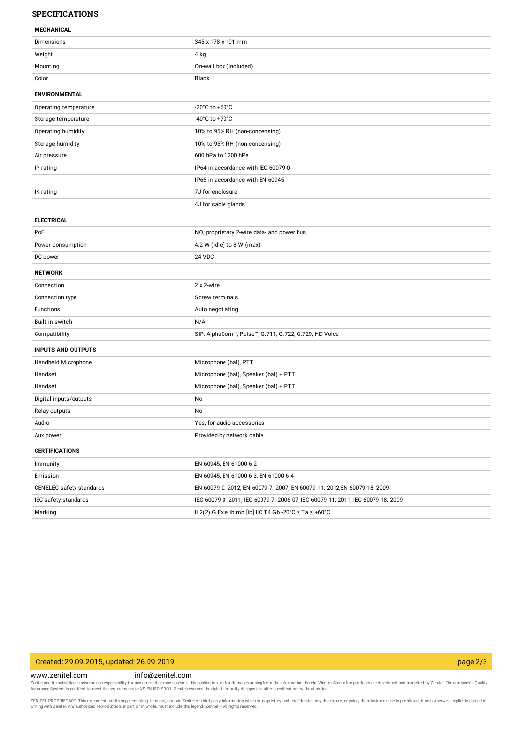## SPECIFICATIONS

| MECHANICAL | |
|---|---|
| Dimensions | 345 x 178 x 101 mm |
| Weight | 4 kg |
| Mounting | On-wall box (included) |
| Color | Black |
| **ENVIRONMENTAL** | |
| Operating temperature | -20°C to +60°C |
| Storage temperature | -40°C to +70°C |
| Operating humidity | 10% to 95% RH (non-condensing) |
| Storage humidity | 10% to 95% RH (non-condensing) |
| Air pressure | 600 hPa to 1200 hPa |
| IP rating | IP64 in accordance with IEC 60079-0 |
| | IP66 in accordance with EN 60945 |
| IK rating | 7J for enclosure |
| | 4J for cable glands |
| **ELECTRICAL** | |
| PoE | NO, proprietary 2-wire data- and power bus |
| Power consumption | 4.2 W (idle) to 8 W (max) |
| DC power | 24 VDC |
| **NETWORK** | |
| Connection | 2 x 2-wire |
| Connection type | Screw terminals |
| Functions | Auto negotiating |
| Built-in switch | N/A |
| Compatibility | SIP, AlphaCom™, Pulse™, G.711, G.722, G.729, HD Voice |
| **INPUTS AND OUTPUTS** | |
| Handheld Microphone | Microphone (bal), PTT |
| Handset | Microphone (bal), Speaker (bal) + PTT |
| Handset | Microphone (bal), Speaker (bal) + PTT |
| Digital inputs/outputs | No |
| Relay outputs | No |
| Audio | Yes, for audio accessories |
| Aux power | Provided by network cable |
| **CERTIFICATIONS** | |
| Immunity | EN 60945, EN 61000-6-2 |
| Emission | EN 60945, EN 61000-6-3, EN 61000-6-4 |
| CENELEC safety standards | EN 60079-0: 2012, EN 60079-7: 2007, EN 60079-11: 2012,EN 60079-18: 2009 |
| IEC safety standards | IEC 60079-0: 2011, IEC 60079-7: 2006-07, IEC 60079-11: 2011, IEC 60079-18: 2009 |
| Marking | II 2(2) G Ex e ib mb [ib] IIC T4 Gb -20°C ≤ Ta ≤ +60°C |

Created: 29.09.2015, updated: 26.09.2019

www.zenitel.com info@zenitel.com

Zenitel and its subsidiaries assume no responsibility for any errors that may appear in this publication, or for damages arising from the information therein. Vingtor-Stentofon products are developed and marketed by Zenitel. The company's Quality Assurance System is certified to meet the requirements in NS-EN ISO 9001. Zenitel reserves the right to modify designs and alter specifications without notice.

ZENITEL PROPRIETARY. This document and its supplementing elements, contain Zenitel or third party information which is proprietary and confidential. Any disclosure, copying, distribution or use is prohibited, if not otherwise explicitly agreed in writing with Zenitel. Any authorized reproduction, in part or in whole, must include this legend. Zenitel – All rights reserved.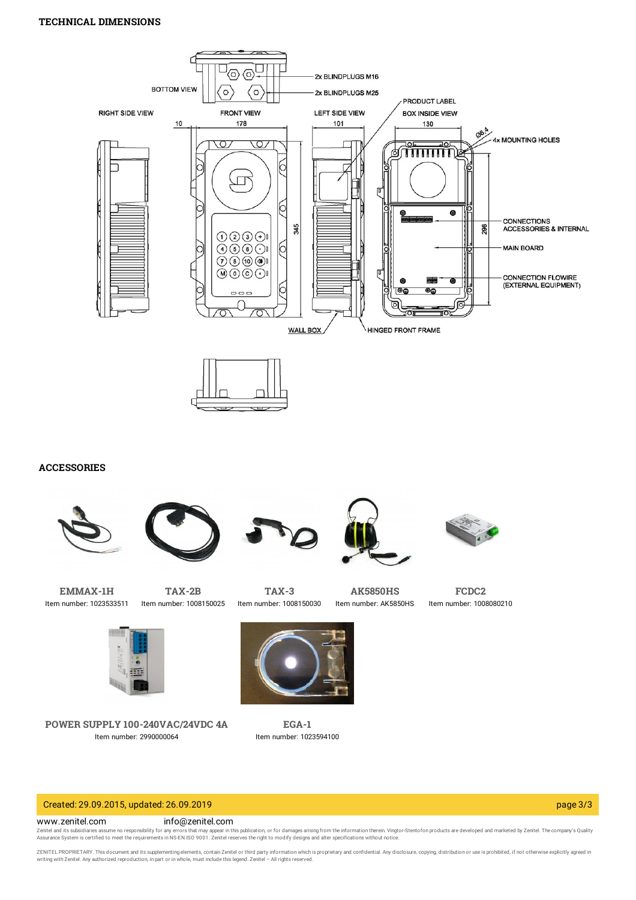## TECHNICAL DIMENSIONS

BOTTOM VIEW

2x BLINDPLUGS M16

2x BLINDPLUGS M25

RIGHT SIDE VIEW

FRONT VIEW

LEFT SIDE VIEW

PRODUCT LABEL

BOX INSIDE VIEW

10

178

101

130

Ø6.4

4x MOUNTING HOLES

345

298

CONNECTIONS ACCESSORIES & INTERNAL

MAIN BOARD

CONNECTION FLOWIRE (EXTERNAL EQUIPMENT)

WALL BOX

HINGED FRONT FRAME

## ACCESSORIES

**EMMAX-1H**
Item number: 1023533511

**TAX-2B**
Item number: 1008150025

**TAX-3**
Item number: 1008150030

**AK5850HS**
Item number: AK5850HS

**FCDC2**
Item number: 1008080210

**POWER SUPPLY 100-240VAC/24VDC 4A**
Item number: 2990000064

**EGA-1**
Item number: 1023594100

Created: 29.09.2015, updated: 26.09.2019

www.zenitel.com info@zenitel.com

Zenitel and its subsidiaries assume no responsibility for any errors that may appear in this publication, or for damages arising from the information therein. Vingtor-Stentofon products are developed and marketed by Zenitel. The company's Quality Assurance System is certified to meet the requirements in NS-EN ISO 9001. Zenitel reserves the right to modify designs and alter specifications without notice.

ZENITEL PROPRIETARY. This document and its supplementing elements, contain Zenitel or third party information which is proprietary and confidential. Any disclosure, copying, distribution or use is prohibited, if not otherwise explicitly agreed in writing with Zenitel. Any authorized reproduction, in part or in whole, must include this legend. Zenitel – All rights reserved.